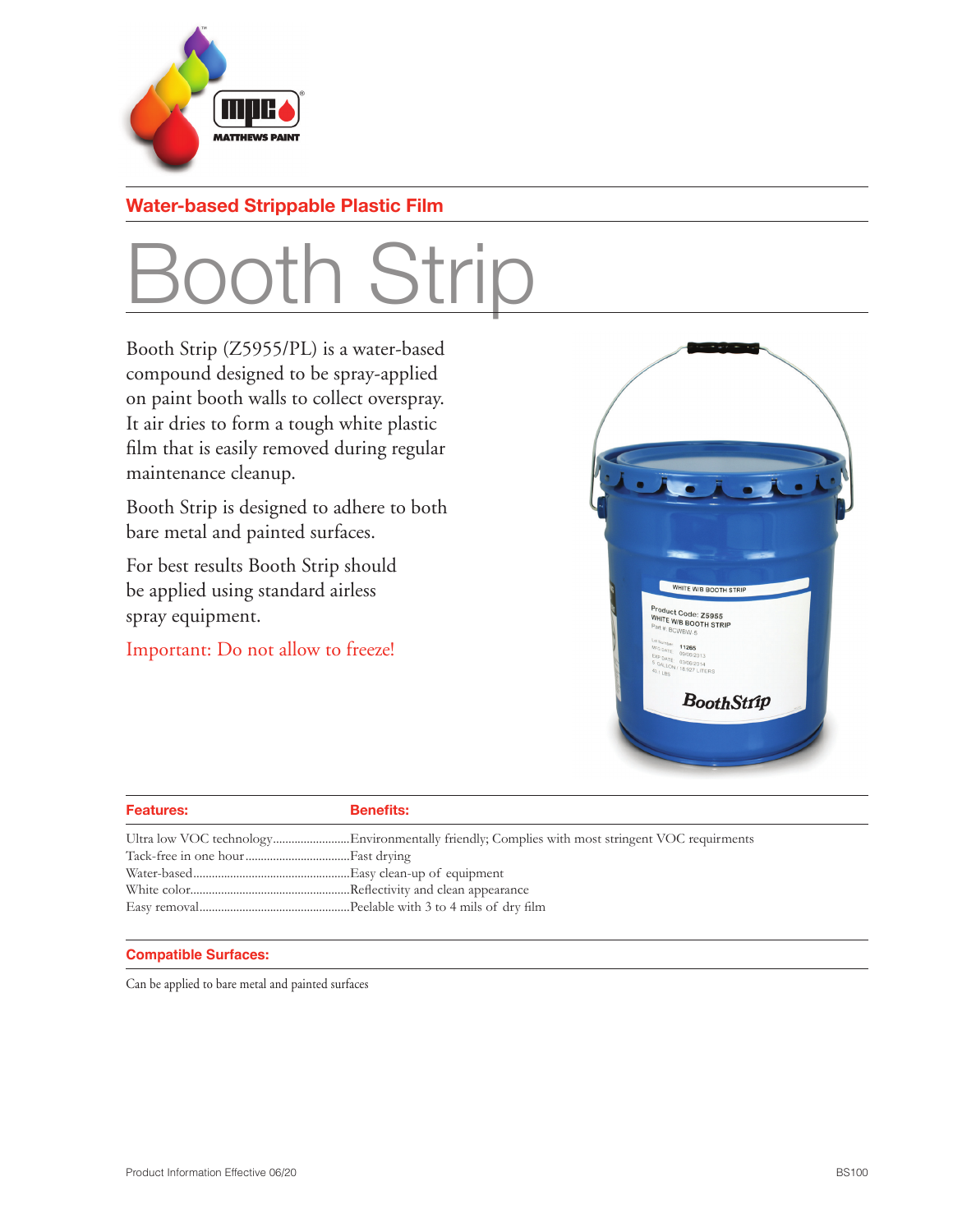## Water-based Strippable Plastic Film

# Booth Strip

Booth Strip (Z5955/PL) is a water-based compound designed to be spray-applied on paint booth walls to collect overspray. It air dries to form a tough white plastic film that is easily removed during regular maintenance cleanup.

Booth Strip is designed to adhere to both bare metal and painted surfaces.

For best results Booth Strip should be applied using standard airless spray equipment.

Important: Do not allow to freeze!

| Features: | Benefits: |
|---|---|
| Ultra low VOC technology | Environmentally friendly; Complies with most stringent VOC requirments |
| Tack-free in one hour | Fast drying |
| Water-based | Easy clean-up of equipment |
| White color | Reflectivity and clean appearance |
| Easy removal | Peelable with 3 to 4 mils of dry film |

### Compatible Surfaces:

Can be applied to bare metal and painted surfaces

Product Information Effective 06/20

BS100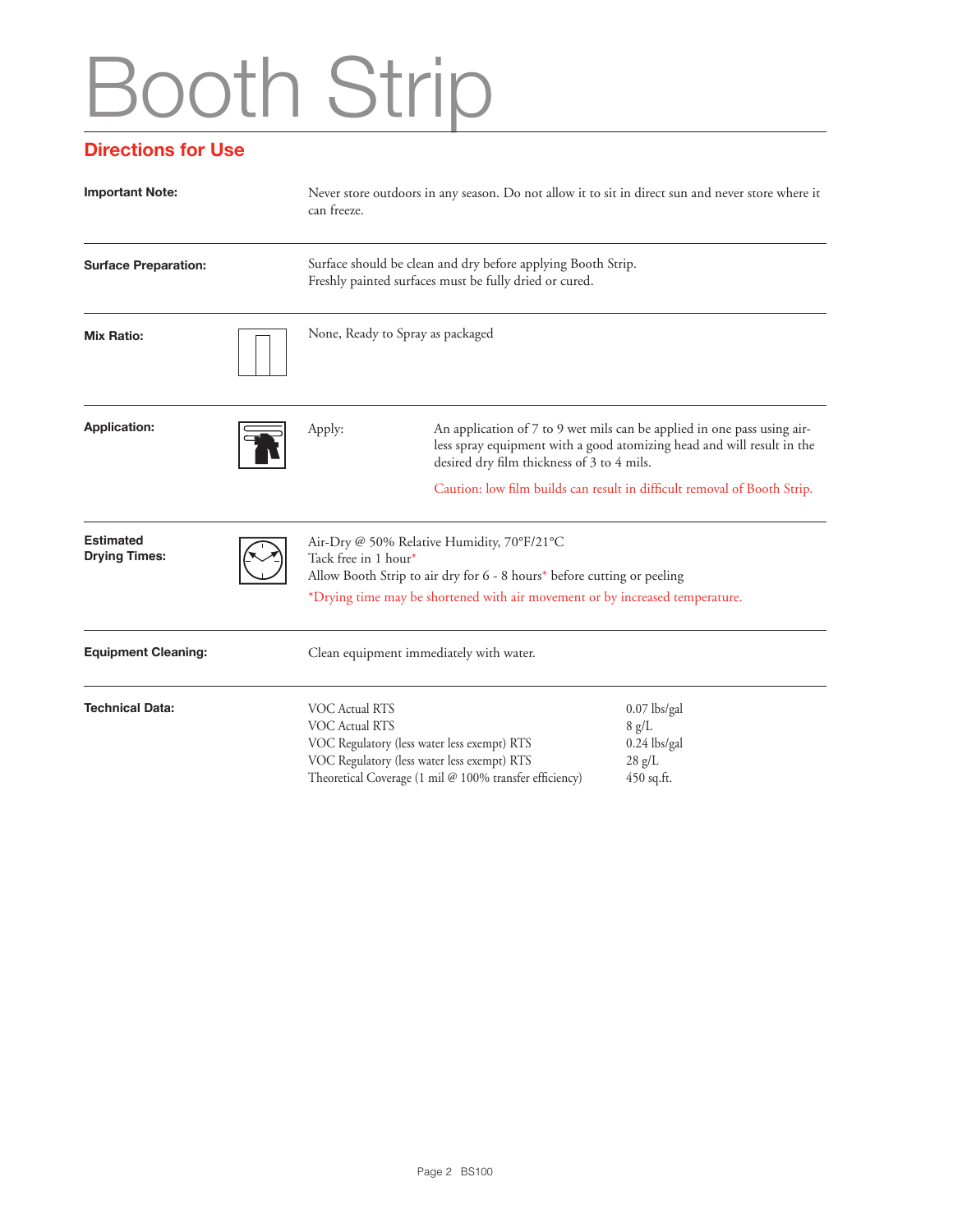# Booth Strip

## Directions for Use

**Important Note:** Never store outdoors in any season. Do not allow it to sit in direct sun and never store where it can freeze.

**Surface Preparation:** Surface should be clean and dry before applying Booth Strip. Freshly painted surfaces must be fully dried or cured.

**Mix Ratio:** None, Ready to Spray as packaged

**Application:**

Apply: An application of 7 to 9 wet mils can be applied in one pass using airless spray equipment with a good atomizing head and will result in the desired dry film thickness of 3 to 4 mils.

Caution: low film builds can result in difficult removal of Booth Strip.

**Estimated Drying Times:**

Air-Dry @ 50% Relative Humidity, 70°F/21°C
Tack free in 1 hour*
Allow Booth Strip to air dry for 6 - 8 hours* before cutting or peeling
*Drying time may be shortened with air movement or by increased temperature.

**Equipment Cleaning:** Clean equipment immediately with water.

**Technical Data:**

| | |
|---|---|
| VOC Actual RTS | 0.07 lbs/gal |
| VOC Actual RTS | 8 g/L |
| VOC Regulatory (less water less exempt) RTS | 0.24 lbs/gal |
| VOC Regulatory (less water less exempt) RTS | 28 g/L |
| Theoretical Coverage (1 mil @ 100% transfer efficiency) | 450 sq.ft. |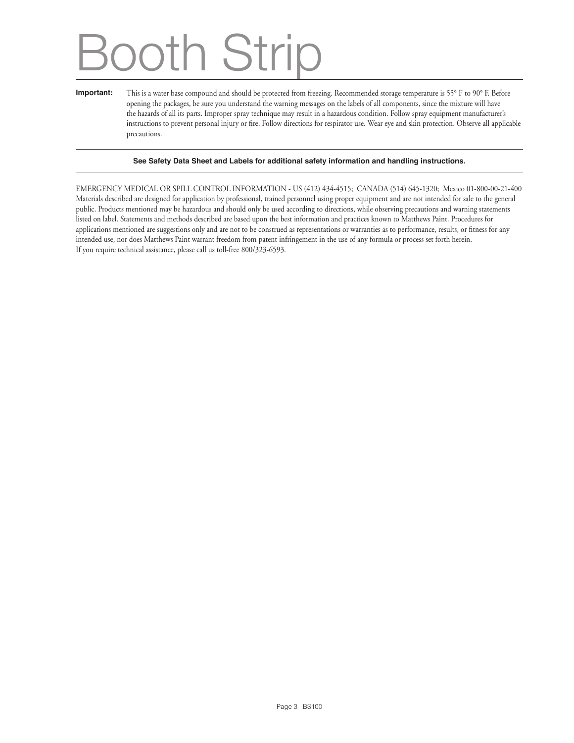# Booth Strip

**Important:** This is a water base compound and should be protected from freezing. Recommended storage temperature is 55° F to 90° F. Before opening the packages, be sure you understand the warning messages on the labels of all components, since the mixture will have the hazards of all its parts. Improper spray technique may result in a hazardous condition. Follow spray equipment manufacturer's instructions to prevent personal injury or fire. Follow directions for respirator use. Wear eye and skin protection. Observe all applicable precautions.

**See Safety Data Sheet and Labels for additional safety information and handling instructions.**

EMERGENCY MEDICAL OR SPILL CONTROL INFORMATION - US (412) 434-4515; CANADA (514) 645-1320; Mexico 01-800-00-21-400
Materials described are designed for application by professional, trained personnel using proper equipment and are not intended for sale to the general public. Products mentioned may be hazardous and should only be used according to directions, while observing precautions and warning statements listed on label. Statements and methods described are based upon the best information and practices known to Matthews Paint. Procedures for applications mentioned are suggestions only and are not to be construed as representations or warranties as to performance, results, or fitness for any intended use, nor does Matthews Paint warrant freedom from patent infringement in the use of any formula or process set forth herein.
If you require technical assistance, please call us toll-free 800/323-6593.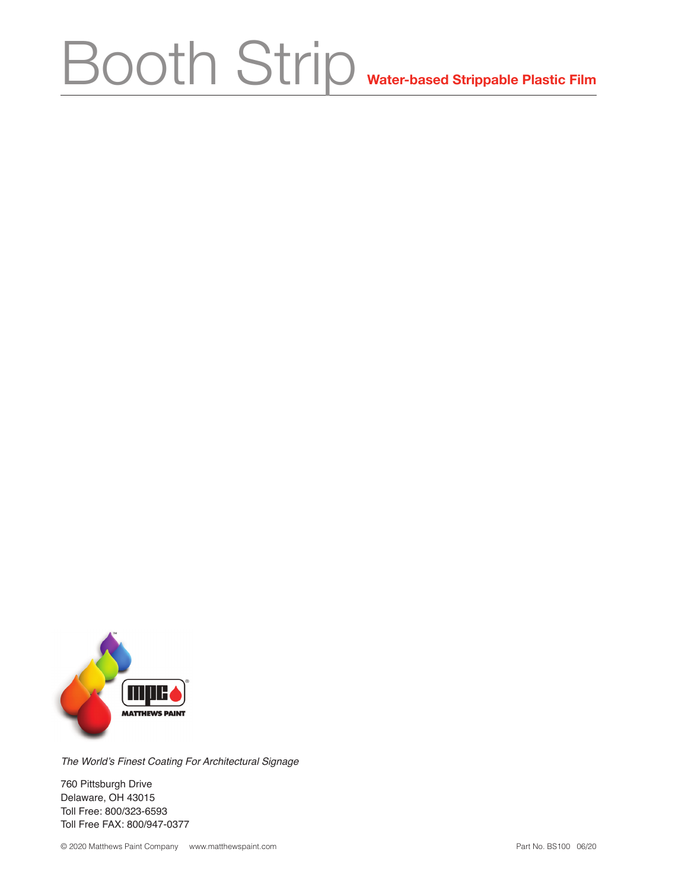# Booth Strip

**Water-based Strippable Plastic Film**

MATTHEWS PAINT

*The World's Finest Coating For Architectural Signage*

760 Pittsburgh Drive
Delaware, OH 43015
Toll Free: 800/323-6593
Toll Free FAX: 800/947-0377

© 2020 Matthews Paint Company www.matthewspaint.com

Part No. BS100 06/20